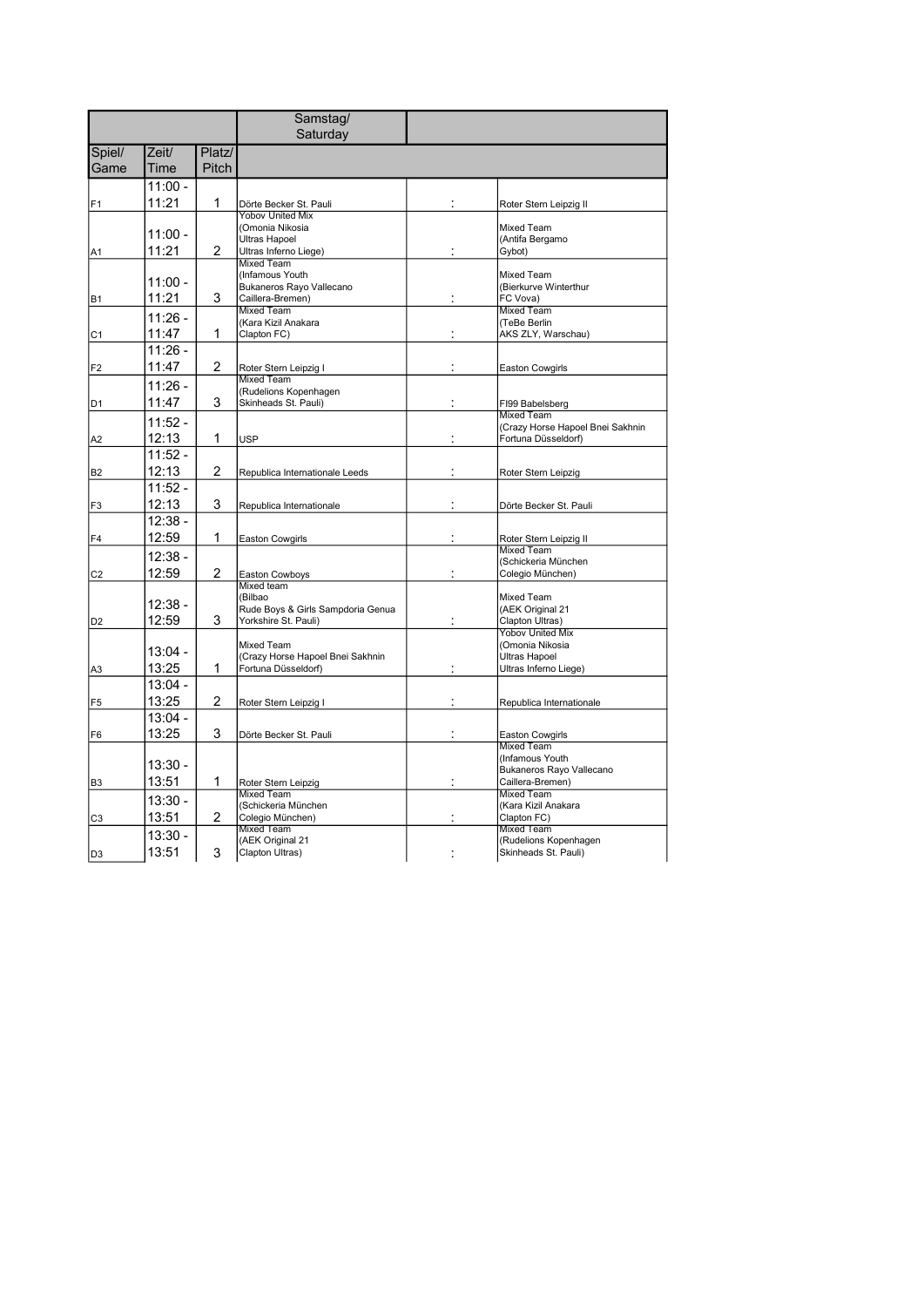| | | | Samstag/ Saturday | | |
|---|---|---|---|---|---|
| Spiel/ Game | Zeit/ Time | Platz/ Pitch | | | |
| F1 | 11:00 - 11:21 | 1 | Dörte Becker St. Pauli | : | Roter Stern Leipzig II |
| A1 | 11:00 - 11:21 | 2 | Yobov United Mix (Omonia Nikosia Ultras Hapoel Ultras Inferno Liege) | : | Mixed Team (Antifa Bergamo Gybot) |
| B1 | 11:00 - 11:21 | 3 | Mixed Team (Infamous Youth Bukaneros Rayo Vallecano Caillera-Bremen) | : | Mixed Team (Bierkurve Winterthur FC Vova) |
| C1 | 11:26 - 11:47 | 1 | Mixed Team (Kara Kizil Anakara Clapton FC) | : | Mixed Team (TeBe Berlin AKS ZLY, Warschau) |
| F2 | 11:26 - 11:47 | 2 | Roter Stern Leipzig I | : | Easton Cowgirls |
| D1 | 11:26 - 11:47 | 3 | Mixed Team (Rudelions Kopenhagen Skinheads St. Pauli) | : | Fl99 Babelsberg |
| A2 | 11:52 - 12:13 | 1 | USP | : | Mixed Team (Crazy Horse Hapoel Bnei Sakhnin Fortuna Düsseldorf) |
| B2 | 11:52 - 12:13 | 2 | Republica Internationale Leeds | : | Roter Stern Leipzig |
| F3 | 11:52 - 12:13 | 3 | Republica Internationale | : | Dörte Becker St. Pauli |
| F4 | 12:38 - 12:59 | 1 | Easton Cowgirls | : | Roter Stern Leipzig II |
| C2 | 12:38 - 12:59 | 2 | Easton Cowboys | : | Mixed Team (Schickeria München Colegio München) |
| D2 | 12:38 - 12:59 | 3 | Mixed team (Bilbao Rude Boys & Girls Sampdoria Genua Yorkshire St. Pauli) | : | Mixed Team (AEK Original 21 Clapton Ultras) |
| A3 | 13:04 - 13:25 | 1 | Mixed Team (Crazy Horse Hapoel Bnei Sakhnin Fortuna Düsseldorf) | : | Yobov United Mix (Omonia Nikosia Ultras Hapoel Ultras Inferno Liege) |
| F5 | 13:04 - 13:25 | 2 | Roter Stern Leipzig I | : | Republica Internationale |
| F6 | 13:04 - 13:25 | 3 | Dörte Becker St. Pauli | : | Easton Cowgirls |
| B3 | 13:30 - 13:51 | 1 | Roter Stern Leipzig | : | Mixed Team (Infamous Youth Bukaneros Rayo Vallecano Caillera-Bremen) |
| C3 | 13:30 - 13:51 | 2 | Mixed Team (Schickeria München Colegio München) | : | Mixed Team (Kara Kizil Anakara Clapton FC) |
| D3 | 13:30 - 13:51 | 3 | Mixed Team (AEK Original 21 Clapton Ultras) | : | Mixed Team (Rudelions Kopenhagen Skinheads St. Pauli) |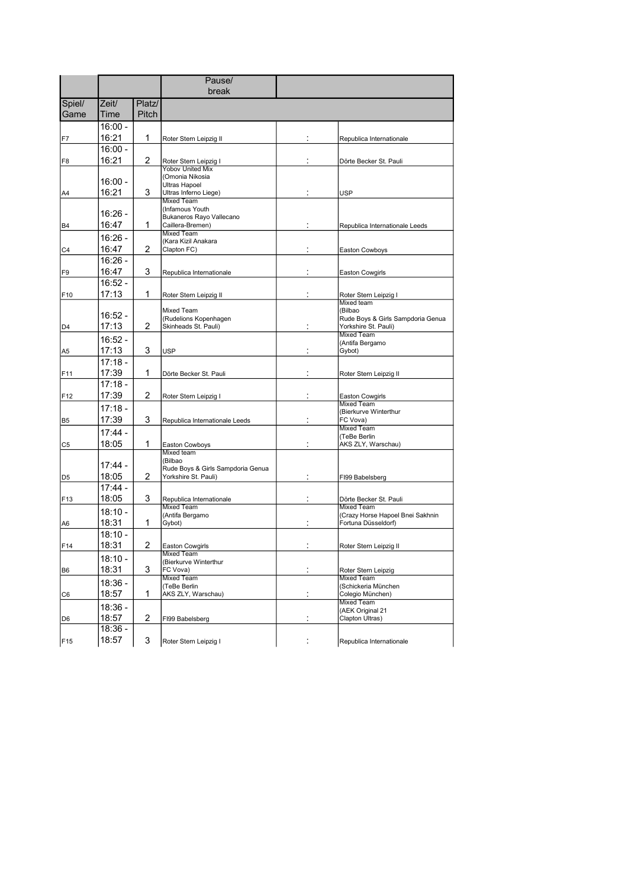| | | | Pause/ break | | |
|---|---|---|---|---|---|
| **Spiel/ Game** | **Zeit/ Time** | **Platz/ Pitch** | | | |
| F7 | 16:00 - 16:21 | 1 | Roter Stern Leipzig II | : | Republica Internationale |
| F8 | 16:00 - 16:21 | 2 | Roter Stern Leipzig I | : | Dörte Becker St. Pauli |
| A4 | 16:00 - 16:21 | 3 | Yobov United Mix (Omonia Nikosia Ultras Hapoel Ultras Inferno Liege) | : | USP |
| B4 | 16:26 - 16:47 | 1 | Mixed Team (Infamous Youth Bukaneros Rayo Vallecano Caillera-Bremen) | : | Republica Internationale Leeds |
| C4 | 16:26 - 16:47 | 2 | Mixed Team (Kara Kizil Anakara Clapton FC) | : | Easton Cowboys |
| F9 | 16:26 - 16:47 | 3 | Republica Internationale | : | Easton Cowgirls |
| F10 | 16:52 - 17:13 | 1 | Roter Stern Leipzig II | : | Roter Stern Leipzig I |
| D4 | 16:52 - 17:13 | 2 | Mixed Team (Rudelions Kopenhagen Skinheads St. Pauli) | : | Mixed team (Bilbao Rude Boys & Girls Sampdoria Genua Yorkshire St. Pauli) |
| A5 | 16:52 - 17:13 | 3 | USP | : | Mixed Team (Antifa Bergamo Gybot) |
| F11 | 17:18 - 17:39 | 1 | Dörte Becker St. Pauli | : | Roter Stern Leipzig II |
| F12 | 17:18 - 17:39 | 2 | Roter Stern Leipzig I | : | Easton Cowgirls |
| B5 | 17:18 - 17:39 | 3 | Republica Internationale Leeds | : | Mixed Team (Bierkurve Winterthur FC Vova) |
| C5 | 17:44 - 18:05 | 1 | Easton Cowboys | : | Mixed Team (TeBe Berlin AKS ZLY, Warschau) |
| D5 | 17:44 - 18:05 | 2 | Mixed team (Bilbao Rude Boys & Girls Sampdoria Genua Yorkshire St. Pauli) | : | FI99 Babelsberg |
| F13 | 17:44 - 18:05 | 3 | Republica Internationale | : | Dörte Becker St. Pauli |
| A6 | 18:10 - 18:31 | 1 | Mixed Team (Antifa Bergamo Gybot) | : | Mixed Team (Crazy Horse Hapoel Bnei Sakhnin Fortuna Düsseldorf) |
| F14 | 18:10 - 18:31 | 2 | Easton Cowgirls | : | Roter Stern Leipzig II |
| B6 | 18:10 - 18:31 | 3 | Mixed Team (Bierkurve Winterthur FC Vova) | : | Roter Stern Leipzig |
| C6 | 18:36 - 18:57 | 1 | Mixed Team (TeBe Berlin AKS ZLY, Warschau) | : | Mixed Team (Schickeria München Colegio München) |
| D6 | 18:36 - 18:57 | 2 | FI99 Babelsberg | : | Mixed Team (AEK Original 21 Clapton Ultras) |
| F15 | 18:36 - 18:57 | 3 | Roter Stern Leipzig I | : | Republica Internationale |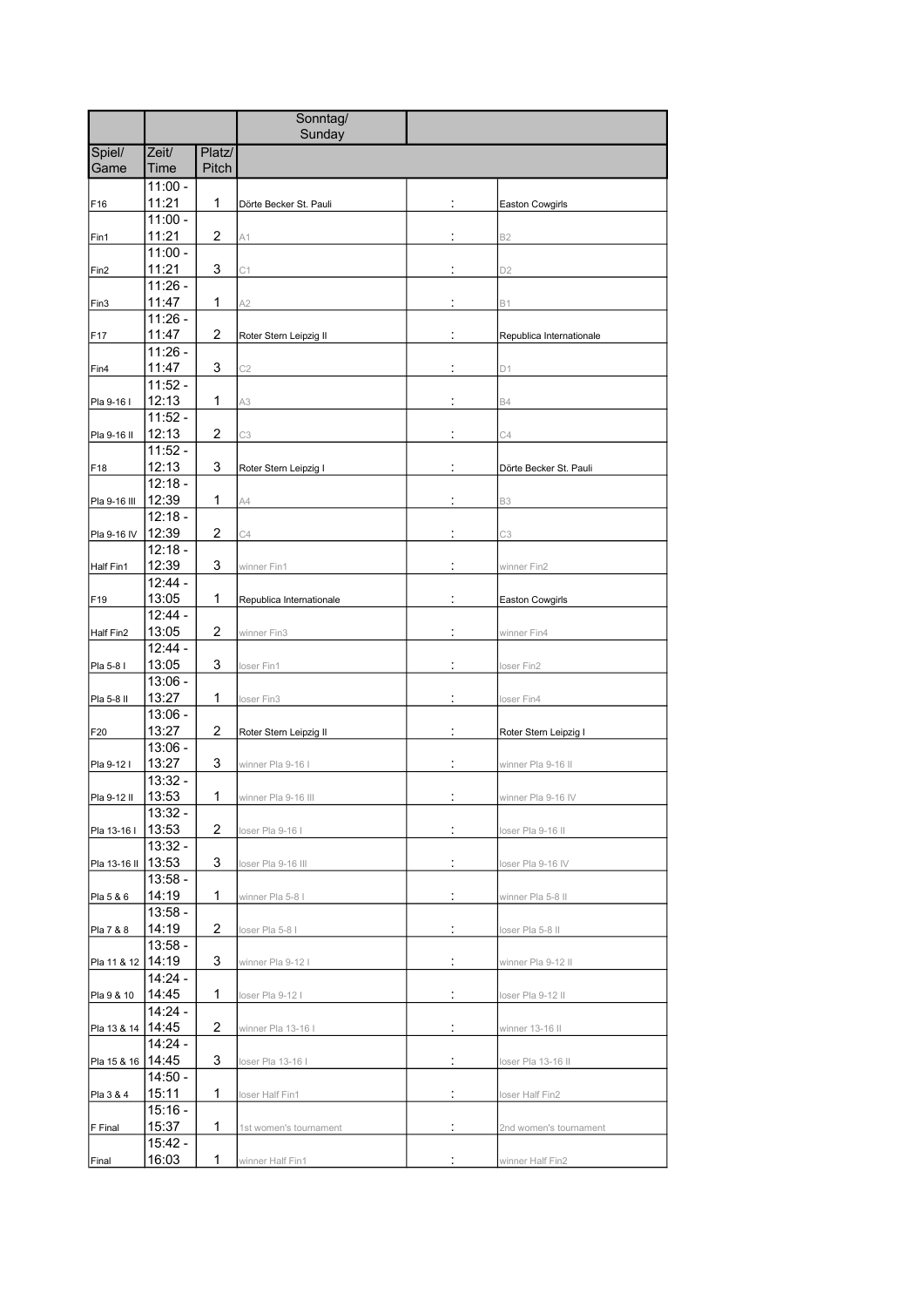| | | | Sonntag/ Sunday | | |
|---|---|---|---|---|---|
| Spiel/ Game | Zeit/ Time | Platz/ Pitch | | | |
| F16 | 11:00 - 11:21 | 1 | Dörte Becker St. Pauli | : | Easton Cowgirls |
| Fin1 | 11:00 - 11:21 | 2 | A1 | : | B2 |
| Fin2 | 11:00 - 11:21 | 3 | C1 | : | D2 |
| Fin3 | 11:26 - 11:47 | 1 | A2 | : | B1 |
| F17 | 11:26 - 11:47 | 2 | Roter Stern Leipzig II | : | Republica Internationale |
| Fin4 | 11:26 - 11:47 | 3 | C2 | : | D1 |
| Pla 9-16 I | 11:52 - 12:13 | 1 | A3 | : | B4 |
| Pla 9-16 II | 11:52 - 12:13 | 2 | C3 | : | C4 |
| F18 | 11:52 - 12:13 | 3 | Roter Stern Leipzig I | : | Dörte Becker St. Pauli |
| Pla 9-16 III | 12:18 - 12:39 | 1 | A4 | : | B3 |
| Pla 9-16 IV | 12:18 - 12:39 | 2 | C4 | : | C3 |
| Half Fin1 | 12:18 - 12:39 | 3 | winner Fin1 | : | winner Fin2 |
| F19 | 12:44 - 13:05 | 1 | Republica Internationale | : | Easton Cowgirls |
| Half Fin2 | 12:44 - 13:05 | 2 | winner Fin3 | : | winner Fin4 |
| Pla 5-8 I | 12:44 - 13:05 | 3 | loser Fin1 | : | loser Fin2 |
| Pla 5-8 II | 13:06 - 13:27 | 1 | loser Fin3 | : | loser Fin4 |
| F20 | 13:06 - 13:27 | 2 | Roter Stern Leipzig II | : | Roter Stern Leipzig I |
| Pla 9-12 I | 13:06 - 13:27 | 3 | winner Pla 9-16 I | : | winner Pla 9-16 II |
| Pla 9-12 II | 13:32 - 13:53 | 1 | winner Pla 9-16 III | : | winner Pla 9-16 IV |
| Pla 13-16 I | 13:32 - 13:53 | 2 | loser Pla 9-16 I | : | loser Pla 9-16 II |
| Pla 13-16 II | 13:32 - 13:53 | 3 | loser Pla 9-16 III | : | loser Pla 9-16 IV |
| Pla 5 & 6 | 13:58 - 14:19 | 1 | winner Pla 5-8 I | : | winner Pla 5-8 II |
| Pla 7 & 8 | 13:58 - 14:19 | 2 | loser Pla 5-8 I | : | loser Pla 5-8 II |
| Pla 11 & 12 | 13:58 - 14:19 | 3 | winner Pla 9-12 I | : | winner Pla 9-12 II |
| Pla 9 & 10 | 14:24 - 14:45 | 1 | loser Pla 9-12 I | : | loser Pla 9-12 II |
| Pla 13 & 14 | 14:24 - 14:45 | 2 | winner Pla 13-16 I | : | winner 13-16 II |
| Pla 15 & 16 | 14:24 - 14:45 | 3 | loser Pla 13-16 I | : | loser Pla 13-16 II |
| Pla 3 & 4 | 14:50 - 15:11 | 1 | loser Half Fin1 | : | loser Half Fin2 |
| F Final | 15:16 - 15:37 | 1 | 1st women's tournament | : | 2nd women's tournament |
| Final | 15:42 - 16:03 | 1 | winner Half Fin1 | : | winner Half Fin2 |